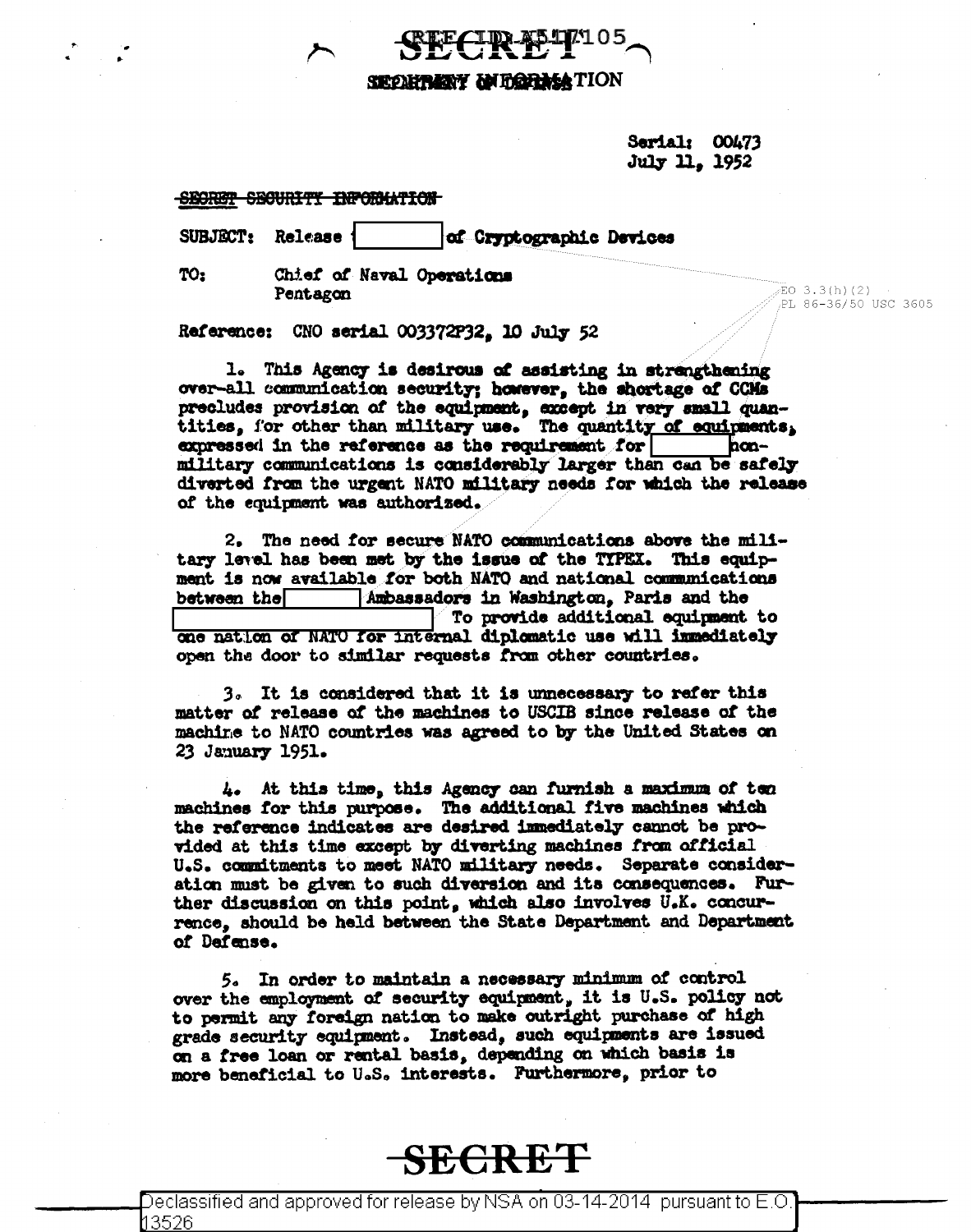SECRET

SECURITY INFORMATION

Serial: 00473
July 11, 1952

~~SECRET SECURITY INFORMATION~~

SUBJECT: Release [ ] of Cryptographic Devices

TO: Chief of Naval Operations
Pentagon

EO 3.3(h)(2)
PL 86-36/50 USC 3605

Reference: CNO serial 003372P32, 10 July 52

1. This Agency is desirous of assisting in strengthening over-all communication security; however, the shortage of CCMs precludes provision of the equipment, except in very small quantities, for other than military use. The quantity of equipments, expressed in the reference as the requirement for [ ] non-military communications is considerably larger than can be safely diverted from the urgent NATO military needs for which the release of the equipment was authorized.

2. The need for secure NATO communications above the military level has been met by the issue of the TYPEX. This equipment is now available for both NATO and national communications between the [ ] Ambassadors in Washington, Paris and the [ ] To provide additional equipment to one nation of NATO for internal diplomatic use will immediately open the door to similar requests from other countries.

3. It is considered that it is unnecessary to refer this matter of release of the machines to USCIB since release of the machine to NATO countries was agreed to by the United States on 23 January 1951.

4. At this time, this Agency can furnish a maximum of ten machines for this purpose. The additional five machines which the reference indicates are desired immediately cannot be provided at this time except by diverting machines from official U.S. commitments to meet NATO military needs. Separate consideration must be given to such diversion and its consequences. Further discussion on this point, which also involves U.K. concurrence, should be held between the State Department and Department of Defense.

5. In order to maintain a necessary minimum of control over the employment of security equipment, it is U.S. policy not to permit any foreign nation to make outright purchase of high grade security equipment. Instead, such equipments are issued on a free loan or rental basis, depending on which basis is more beneficial to U.S. interests. Furthermore, prior to

~~SECRET~~

Declassified and approved for release by NSA on 03-14-2014 pursuant to E.O. 13526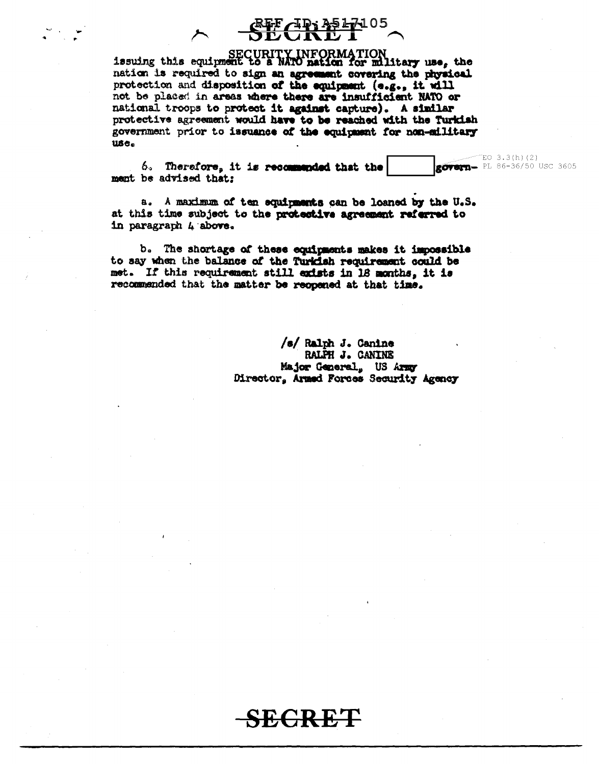issuing this equipment to a NATO nation for military use, the nation is required to sign an agreement covering the physical protection and disposition of the equipment (e.g., it will not be placed in areas where there are insufficient NATO or national troops to protect it against capture). A similar protective agreement would have to be reached with the Turkish government prior to issuance of the equipment for non-military use.

6. Therefore, it is recommended that the [ ] government be advised that:

EO 3.3(h)(2)
PL 86-36/50 USC 3605

a. A maximum of ten equipments can be loaned by the U.S. at this time subject to the protective agreement referred to in paragraph 4 above.

b. The shortage of these equipments makes it impossible to say when the balance of the Turkish requirement could be met. If this requirement still exists in 18 months, it is recommended that the matter be reopened at that time.

/s/ Ralph J. Canine
RALPH J. CANINE
Major General, US Army
Director, Armed Forces Security Agency